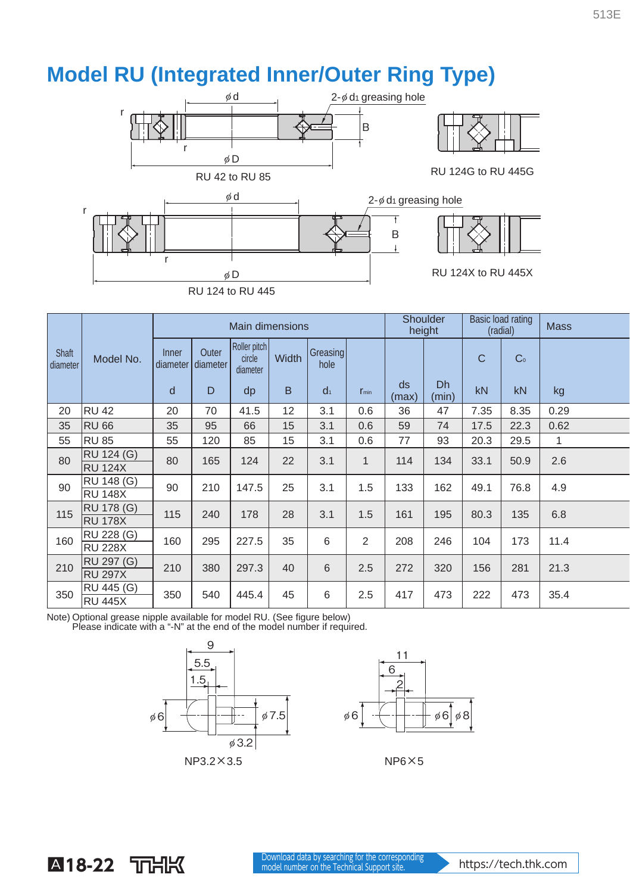# Model RU (Integrated Inner/Outer Ring Type)

RU 42 to RU 85

RU 124G to RU 445G

RU 124 to RU 445

RU 124X to RU 445X

2-φ $d_1$ greasing hole

| Shaft diameter | Model No. | Main dimensions | | | | | | Shoulder height | | Basic load rating (radial) | | Mass |
|---|---|---|---|---|---|---|---|---|---|---|---|---|
| | | Inner diameter | Outer diameter | Roller pitch circle diameter | Width | Greasing hole | | | | C | $C_0$ | |
| | | d | D | dp | B | $d_1$ | $r_{min}$ | ds (max) | Dh (min) | kN | kN | kg |
| 20 | RU 42 | 20 | 70 | 41.5 | 12 | 3.1 | 0.6 | 36 | 47 | 7.35 | 8.35 | 0.29 |
| 35 | RU 66 | 35 | 95 | 66 | 15 | 3.1 | 0.6 | 59 | 74 | 17.5 | 22.3 | 0.62 |
| 55 | RU 85 | 55 | 120 | 85 | 15 | 3.1 | 0.6 | 77 | 93 | 20.3 | 29.5 | 1 |
| 80 | RU 124 (G)<br>RU 124X | 80 | 165 | 124 | 22 | 3.1 | 1 | 114 | 134 | 33.1 | 50.9 | 2.6 |
| 90 | RU 148 (G)<br>RU 148X | 90 | 210 | 147.5 | 25 | 3.1 | 1.5 | 133 | 162 | 49.1 | 76.8 | 4.9 |
| 115 | RU 178 (G)<br>RU 178X | 115 | 240 | 178 | 28 | 3.1 | 1.5 | 161 | 195 | 80.3 | 135 | 6.8 |
| 160 | RU 228 (G)<br>RU 228X | 160 | 295 | 227.5 | 35 | 6 | 2 | 208 | 246 | 104 | 173 | 11.4 |
| 210 | RU 297 (G)<br>RU 297X | 210 | 380 | 297.3 | 40 | 6 | 2.5 | 272 | 320 | 156 | 281 | 21.3 |
| 350 | RU 445 (G)<br>RU 445X | 350 | 540 | 445.4 | 45 | 6 | 2.5 | 417 | 473 | 222 | 473 | 35.4 |

Note) Optional grease nipple available for model RU. (See figure below)
Please indicate with a "-N" at the end of the model number if required.

NP3.2×3.5

NP6×5

Download data by searching for the corresponding model number on the Technical Support site. https://tech.thk.com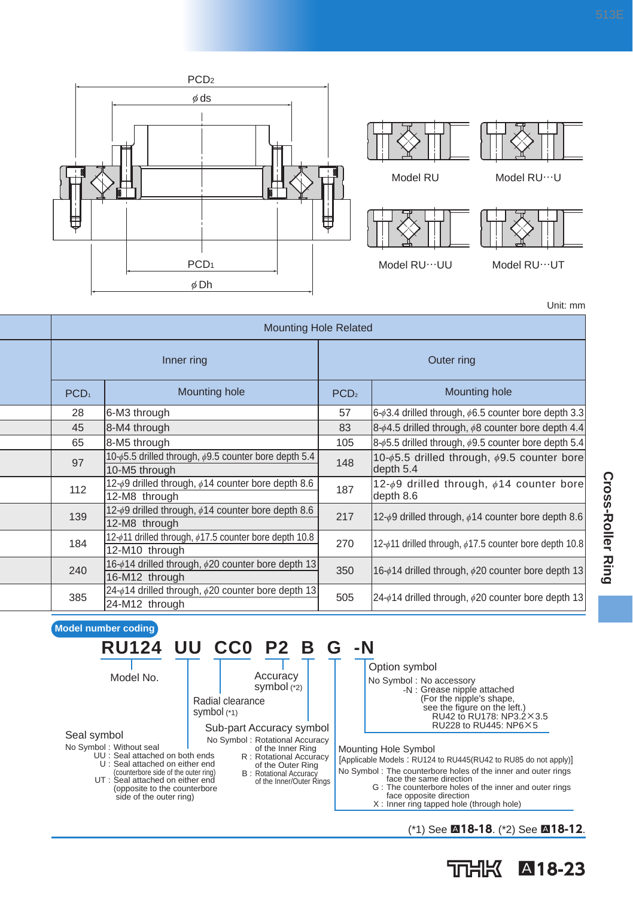PCD2

ϕds

PCD1

ϕDh

Model RU

Model RU···U

Model RU···UU

Model RU···UT

Unit: mm

| | Mounting Hole Related | | | |
|---|---|---|---|---|
| | Inner ring | | Outer ring | |
| | $PCD_1$ | Mounting hole | $PCD_2$ | Mounting hole |
| | 28 | 6-M3 through | 57 | 6-ϕ3.4 drilled through, ϕ6.5 counter bore depth 3.3 |
| | 45 | 8-M4 through | 83 | 8-ϕ4.5 drilled through, ϕ8 counter bore depth 4.4 |
| | 65 | 8-M5 through | 105 | 8-ϕ5.5 drilled through, ϕ9.5 counter bore depth 5.4 |
| | 97 | 10-ϕ5.5 drilled through, ϕ9.5 counter bore depth 5.4<br>10-M5 through | 148 | 10-ϕ5.5 drilled through, ϕ9.5 counter bore depth 5.4 |
| | 112 | 12-ϕ9 drilled through, ϕ14 counter bore depth 8.6<br>12-M8 through | 187 | 12-ϕ9 drilled through, ϕ14 counter bore depth 8.6 |
| | 139 | 12-ϕ9 drilled through, ϕ14 counter bore depth 8.6<br>12-M8 through | 217 | 12-ϕ9 drilled through, ϕ14 counter bore depth 8.6 |
| | 184 | 12-ϕ11 drilled through, ϕ17.5 counter bore depth 10.8<br>12-M10 through | 270 | 12-ϕ11 drilled through, ϕ17.5 counter bore depth 10.8 |
| | 240 | 16-ϕ14 drilled through, ϕ20 counter bore depth 13<br>16-M12 through | 350 | 16-ϕ14 drilled through, ϕ20 counter bore depth 13 |
| | 385 | 24-ϕ14 drilled through, ϕ20 counter bore depth 13<br>24-M12 through | 505 | 24-ϕ14 drilled through, ϕ20 counter bore depth 13 |

## Model number coding

**RU124 UU CC0 P2 B G -N**

- **RU124** — Model No.
- **UU** — Seal symbol
  - No Symbol : Without seal
  - UU : Seal attached on both ends
  - U : Seal attached on either end (counterbore side of the outer ring)
  - UT : Seal attached on either end (opposite to the counterbore side of the outer ring)
- **CC0** — Radial clearance symbol (*1)
- **P2** — Accuracy symbol (*2)
- **B** — Sub-part Accuracy symbol
  - No Symbol : Rotational Accuracy of the Inner Ring
  - R : Rotational Accuracy of the Outer Ring
  - B : Rotational Accuracy of the Inner/Outer Rings
- **G** — Mounting Hole Symbol
  - [Applicable Models : RU124 to RU445(RU42 to RU85 do not apply)]
  - No Symbol : The counterbore holes of the inner and outer rings face the same direction
  - G : The counterbore holes of the inner and outer rings face opposite direction
  - X : Inner ring tapped hole (through hole)
- **-N** — Option symbol
  - No Symbol : No accessory
  - -N : Grease nipple attached (For the nipple's shape, see the figure on the left.)
    - RU42 to RU178: NP3.2×3.5
    - RU228 to RU445: NP6×5

(*1) See A18-18. (*2) See A18-12.

Cross-Roller Ring